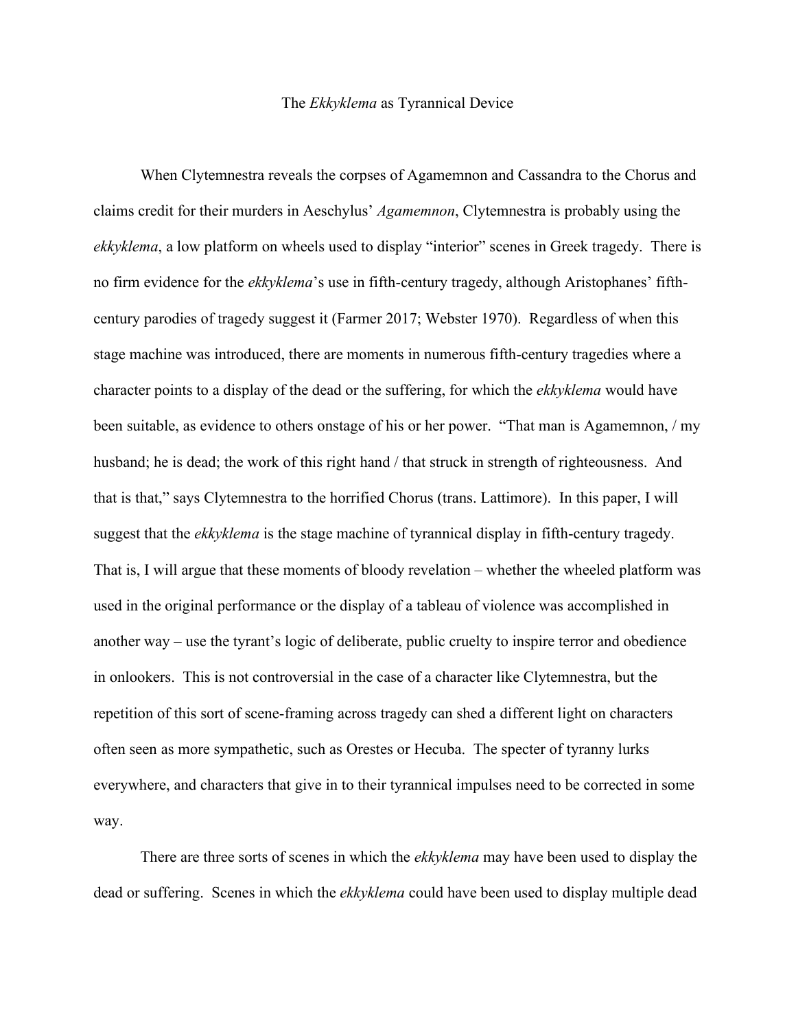# The *Ekkyklema* as Tyrannical Device

When Clytemnestra reveals the corpses of Agamemnon and Cassandra to the Chorus and claims credit for their murders in Aeschylus' *Agamemnon*, Clytemnestra is probably using the *ekkyklema*, a low platform on wheels used to display "interior" scenes in Greek tragedy. There is no firm evidence for the *ekkyklema*'s use in fifth-century tragedy, although Aristophanes' fifth-century parodies of tragedy suggest it (Farmer 2017; Webster 1970). Regardless of when this stage machine was introduced, there are moments in numerous fifth-century tragedies where a character points to a display of the dead or the suffering, for which the *ekkyklema* would have been suitable, as evidence to others onstage of his or her power. "That man is Agamemnon, / my husband; he is dead; the work of this right hand / that struck in strength of righteousness. And that is that," says Clytemnestra to the horrified Chorus (trans. Lattimore). In this paper, I will suggest that the *ekkyklema* is the stage machine of tyrannical display in fifth-century tragedy. That is, I will argue that these moments of bloody revelation – whether the wheeled platform was used in the original performance or the display of a tableau of violence was accomplished in another way – use the tyrant's logic of deliberate, public cruelty to inspire terror and obedience in onlookers. This is not controversial in the case of a character like Clytemnestra, but the repetition of this sort of scene-framing across tragedy can shed a different light on characters often seen as more sympathetic, such as Orestes or Hecuba. The specter of tyranny lurks everywhere, and characters that give in to their tyrannical impulses need to be corrected in some way.

There are three sorts of scenes in which the *ekkyklema* may have been used to display the dead or suffering. Scenes in which the *ekkyklema* could have been used to display multiple dead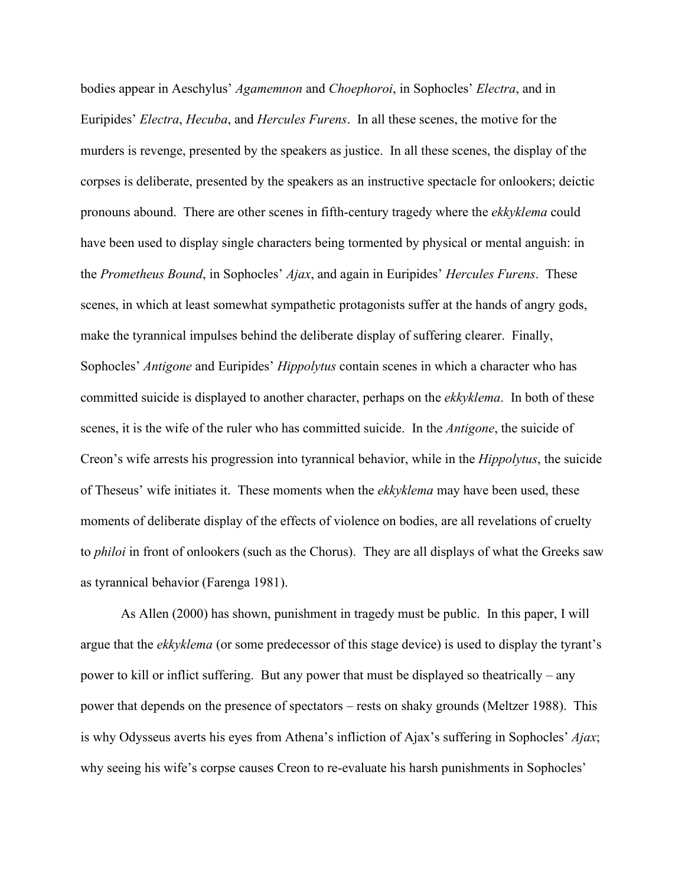bodies appear in Aeschylus' *Agamemnon* and *Choephoroi*, in Sophocles' *Electra*, and in Euripides' *Electra*, *Hecuba*, and *Hercules Furens*. In all these scenes, the motive for the murders is revenge, presented by the speakers as justice. In all these scenes, the display of the corpses is deliberate, presented by the speakers as an instructive spectacle for onlookers; deictic pronouns abound. There are other scenes in fifth-century tragedy where the *ekkyklema* could have been used to display single characters being tormented by physical or mental anguish: in the *Prometheus Bound*, in Sophocles' *Ajax*, and again in Euripides' *Hercules Furens*. These scenes, in which at least somewhat sympathetic protagonists suffer at the hands of angry gods, make the tyrannical impulses behind the deliberate display of suffering clearer. Finally, Sophocles' *Antigone* and Euripides' *Hippolytus* contain scenes in which a character who has committed suicide is displayed to another character, perhaps on the *ekkyklema*. In both of these scenes, it is the wife of the ruler who has committed suicide. In the *Antigone*, the suicide of Creon's wife arrests his progression into tyrannical behavior, while in the *Hippolytus*, the suicide of Theseus' wife initiates it. These moments when the *ekkyklema* may have been used, these moments of deliberate display of the effects of violence on bodies, are all revelations of cruelty to *philoi* in front of onlookers (such as the Chorus). They are all displays of what the Greeks saw as tyrannical behavior (Farenga 1981).

As Allen (2000) has shown, punishment in tragedy must be public. In this paper, I will argue that the *ekkyklema* (or some predecessor of this stage device) is used to display the tyrant's power to kill or inflict suffering. But any power that must be displayed so theatrically – any power that depends on the presence of spectators – rests on shaky grounds (Meltzer 1988). This is why Odysseus averts his eyes from Athena's infliction of Ajax's suffering in Sophocles' *Ajax*; why seeing his wife's corpse causes Creon to re-evaluate his harsh punishments in Sophocles'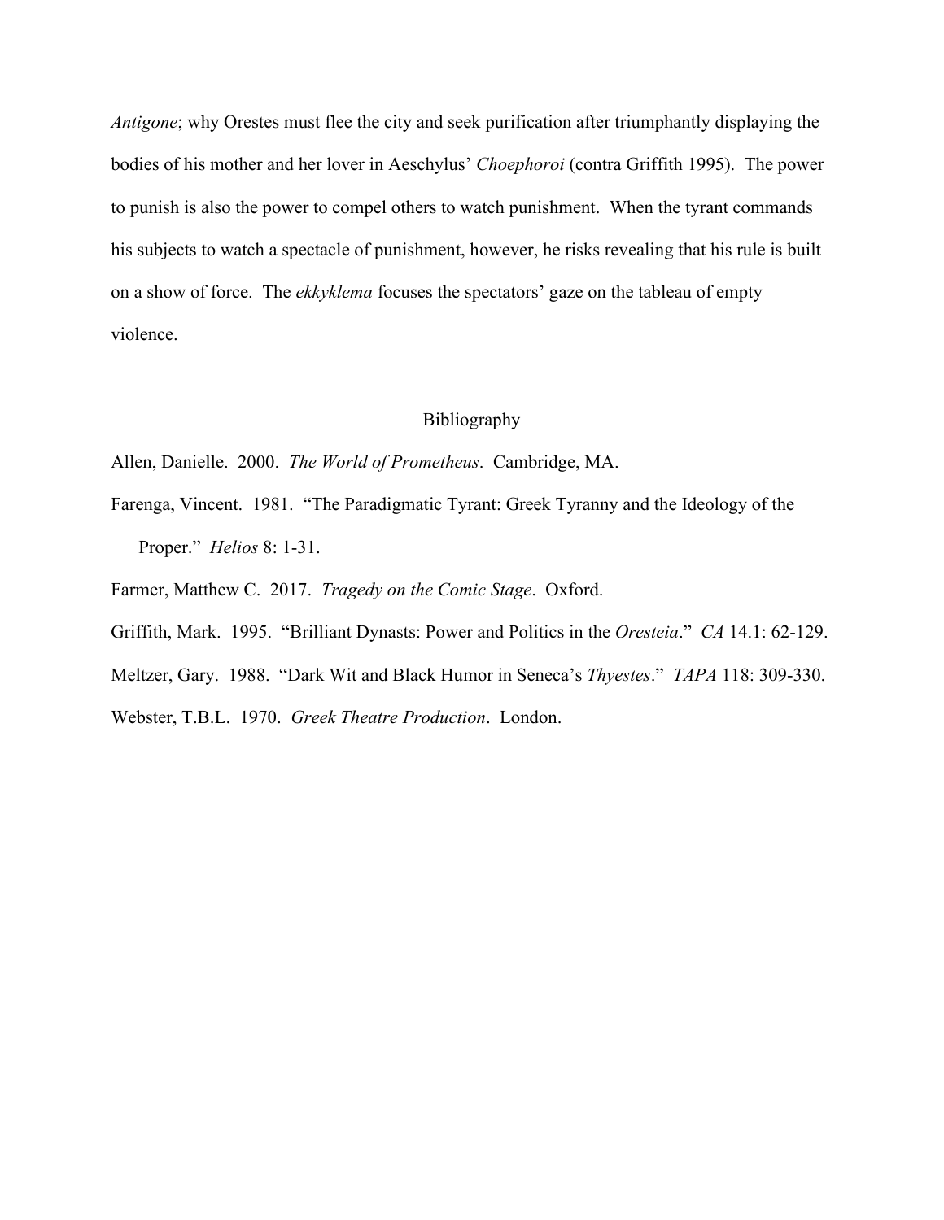*Antigone*; why Orestes must flee the city and seek purification after triumphantly displaying the bodies of his mother and her lover in Aeschylus' *Choephoroi* (contra Griffith 1995). The power to punish is also the power to compel others to watch punishment. When the tyrant commands his subjects to watch a spectacle of punishment, however, he risks revealing that his rule is built on a show of force. The *ekkyklema* focuses the spectators' gaze on the tableau of empty violence.

## Bibliography

Allen, Danielle. 2000. *The World of Prometheus*. Cambridge, MA.

Farenga, Vincent. 1981. "The Paradigmatic Tyrant: Greek Tyranny and the Ideology of the Proper." *Helios* 8: 1-31.

Farmer, Matthew C. 2017. *Tragedy on the Comic Stage*. Oxford.

Griffith, Mark. 1995. "Brilliant Dynasts: Power and Politics in the *Oresteia*." *CA* 14.1: 62-129.

Meltzer, Gary. 1988. "Dark Wit and Black Humor in Seneca's *Thyestes*." *TAPA* 118: 309-330.

Webster, T.B.L. 1970. *Greek Theatre Production*. London.